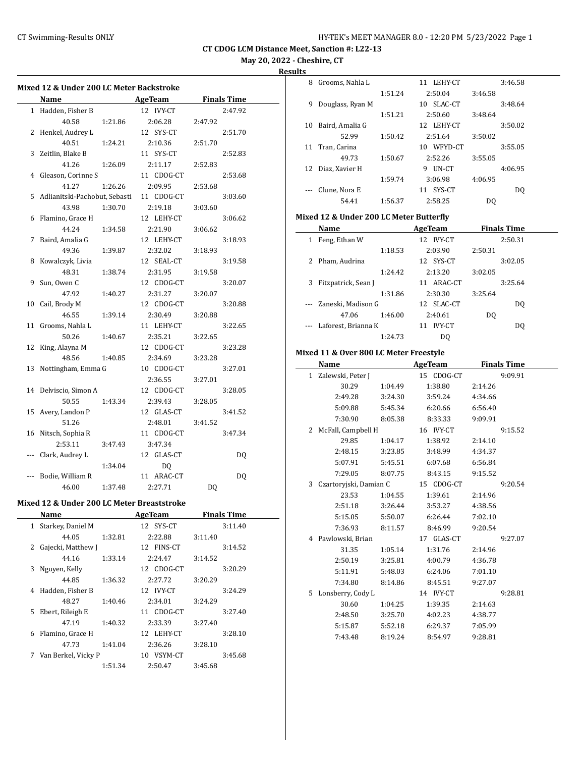**CT CDOG LCM Distance Meet, Sanction #: L22-13**

**May 20, 2022 - Cheshire, CT**

**Results**

### Mixed 12 & Under 200 LC Meter Backstroke

| | Name | AgeTeam | Finals Time |
|---|---|---|---|
| 1 | Hadden, Fisher B | 12 IVY-CT | 2:47.92 |
| | 40.58 1:21.86 2:06.28 2:47.92 | | |
| 2 | Henkel, Audrey L | 12 SYS-CT | 2:51.70 |
| | 40.51 1:24.21 2:10.36 2:51.70 | | |
| 3 | Zeitlin, Blake B | 11 SYS-CT | 2:52.83 |
| | 41.26 1:26.09 2:11.17 2:52.83 | | |
| 4 | Gleason, Corinne S | 11 CDOG-CT | 2:53.68 |
| | 41.27 1:26.26 2:09.95 2:53.68 | | |
| 5 | Adlianitski-Pachobut, Sebasti | 11 CDOG-CT | 3:03.60 |
| | 43.98 1:30.70 2:19.18 3:03.60 | | |
| 6 | Flamino, Grace H | 12 LEHY-CT | 3:06.62 |
| | 44.24 1:34.58 2:21.90 3:06.62 | | |
| 7 | Baird, Amalia G | 12 LEHY-CT | 3:18.93 |
| | 49.36 1:39.87 2:32.02 3:18.93 | | |
| 8 | Kowalczyk, Livia | 12 SEAL-CT | 3:19.58 |
| | 48.31 1:38.74 2:31.95 3:19.58 | | |
| 9 | Sun, Owen C | 12 CDOG-CT | 3:20.07 |
| | 47.92 1:40.27 2:31.27 3:20.07 | | |
| 10 | Cail, Brody M | 12 CDOG-CT | 3:20.88 |
| | 46.55 1:39.14 2:30.49 3:20.88 | | |
| 11 | Grooms, Nahla L | 11 LEHY-CT | 3:22.65 |
| | 50.26 1:40.67 2:35.21 3:22.65 | | |
| 12 | King, Alayna M | 12 CDOG-CT | 3:23.28 |
| | 48.56 1:40.85 2:34.69 3:23.28 | | |
| 13 | Nottingham, Emma G | 10 CDOG-CT | 3:27.01 |
| | 2:36.55 3:27.01 | | |
| 14 | Delviscio, Simon A | 12 CDOG-CT | 3:28.05 |
| | 50.55 1:43.34 2:39.43 3:28.05 | | |
| 15 | Avery, Landon P | 12 GLAS-CT | 3:41.52 |
| | 51.26 2:48.01 3:41.52 | | |
| 16 | Nitsch, Sophia R | 11 CDOG-CT | 3:47.34 |
| | 2:53.11 3:47.43 3:47.34 | | |
| --- | Clark, Audrey L | 12 GLAS-CT | DQ |
| | 1:34.04 DQ | | |
| --- | Bodie, William R | 11 ARAC-CT | DQ |
| | 46.00 1:37.48 2:27.71 DQ | | |

### Mixed 12 & Under 200 LC Meter Breaststroke

| | Name | AgeTeam | Finals Time |
|---|---|---|---|
| 1 | Starkey, Daniel M | 12 SYS-CT | 3:11.40 |
| | 44.05 1:32.81 2:22.88 3:11.40 | | |
| 2 | Gajecki, Matthew J | 12 FINS-CT | 3:14.52 |
| | 44.16 1:33.14 2:24.47 3:14.52 | | |
| 3 | Nguyen, Kelly | 12 CDOG-CT | 3:20.29 |
| | 44.85 1:36.32 2:27.72 3:20.29 | | |
| 4 | Hadden, Fisher B | 12 IVY-CT | 3:24.29 |
| | 48.27 1:40.46 2:34.01 3:24.29 | | |
| 5 | Ebert, Rileigh E | 11 CDOG-CT | 3:27.40 |
| | 47.19 1:40.32 2:33.39 3:27.40 | | |
| 6 | Flamino, Grace H | 12 LEHY-CT | 3:28.10 |
| | 47.73 1:41.04 2:36.26 3:28.10 | | |
| 7 | Van Berkel, Vicky P | 10 VSYM-CT | 3:45.68 |
| | 1:51.34 2:50.47 3:45.68 | | |
| 8 | Grooms, Nahla L | 11 LEHY-CT | 3:46.58 |
| | 1:51.24 2:50.04 3:46.58 | | |
| 9 | Douglass, Ryan M | 10 SLAC-CT | 3:48.64 |
| | 1:51.21 2:50.60 3:48.64 | | |
| 10 | Baird, Amalia G | 12 LEHY-CT | 3:50.02 |
| | 52.99 1:50.42 2:51.64 3:50.02 | | |
| 11 | Tran, Carina | 10 WFYD-CT | 3:55.05 |
| | 49.73 1:50.67 2:52.26 3:55.05 | | |
| 12 | Diaz, Xavier H | 9 UN-CT | 4:06.95 |
| | 1:59.74 3:06.98 4:06.95 | | |
| --- | Clune, Nora E | 11 SYS-CT | DQ |
| | 54.41 1:56.37 2:58.25 DQ | | |

### Mixed 12 & Under 200 LC Meter Butterfly

| | Name | AgeTeam | Finals Time |
|---|---|---|---|
| 1 | Feng, Ethan W | 12 IVY-CT | 2:50.31 |
| | 1:18.53 2:03.90 2:50.31 | | |
| 2 | Pham, Audrina | 12 SYS-CT | 3:02.05 |
| | 1:24.42 2:13.20 3:02.05 | | |
| 3 | Fitzpatrick, Sean J | 11 ARAC-CT | 3:25.64 |
| | 1:31.86 2:30.30 3:25.64 | | |
| --- | Zaneski, Madison G | 12 SLAC-CT | DQ |
| | 47.06 1:46.00 2:40.61 DQ | | |
| --- | Laforest, Brianna K | 11 IVY-CT | DQ |
| | 1:24.73 DQ | | |

### Mixed 11 & Over 800 LC Meter Freestyle

| | Name | AgeTeam | Finals Time |
|---|---|---|---|
| 1 | Zalewski, Peter J | 15 CDOG-CT | 9:09.91 |
| | 30.29 1:04.49 1:38.80 2:14.26 | | |
| | 2:49.28 3:24.30 3:59.24 4:34.66 | | |
| | 5:09.88 5:45.34 6:20.66 6:56.40 | | |
| | 7:30.90 8:05.38 8:33.33 9:09.91 | | |
| 2 | McFall, Campbell H | 16 IVY-CT | 9:15.52 |
| | 29.85 1:04.17 1:38.92 2:14.10 | | |
| | 2:48.15 3:23.85 3:48.99 4:34.37 | | |
| | 5:07.91 5:45.51 6:07.68 6:56.84 | | |
| | 7:29.05 8:07.75 8:43.15 9:15.52 | | |
| 3 | Czartoryjski, Damian C | 15 CDOG-CT | 9:20.54 |
| | 23.53 1:04.55 1:39.61 2:14.96 | | |
| | 2:51.18 3:26.44 3:53.27 4:38.56 | | |
| | 5:15.05 5:50.07 6:26.44 7:02.10 | | |
| | 7:36.93 8:11.57 8:46.99 9:20.54 | | |
| 4 | Pawlowski, Brian | 17 GLAS-CT | 9:27.07 |
| | 31.35 1:05.14 1:31.76 2:14.96 | | |
| | 2:50.19 3:25.81 4:00.79 4:36.78 | | |
| | 5:11.91 5:48.03 6:24.06 7:01.10 | | |
| | 7:34.80 8:14.86 8:45.51 9:27.07 | | |
| 5 | Lonsberry, Cody L | 14 IVY-CT | 9:28.81 |
| | 30.60 1:04.25 1:39.35 2:14.63 | | |
| | 2:48.50 3:25.70 4:02.23 4:38.77 | | |
| | 5:15.87 5:52.18 6:29.37 7:05.99 | | |
| | 7:43.48 8:19.24 8:54.97 9:28.81 | | |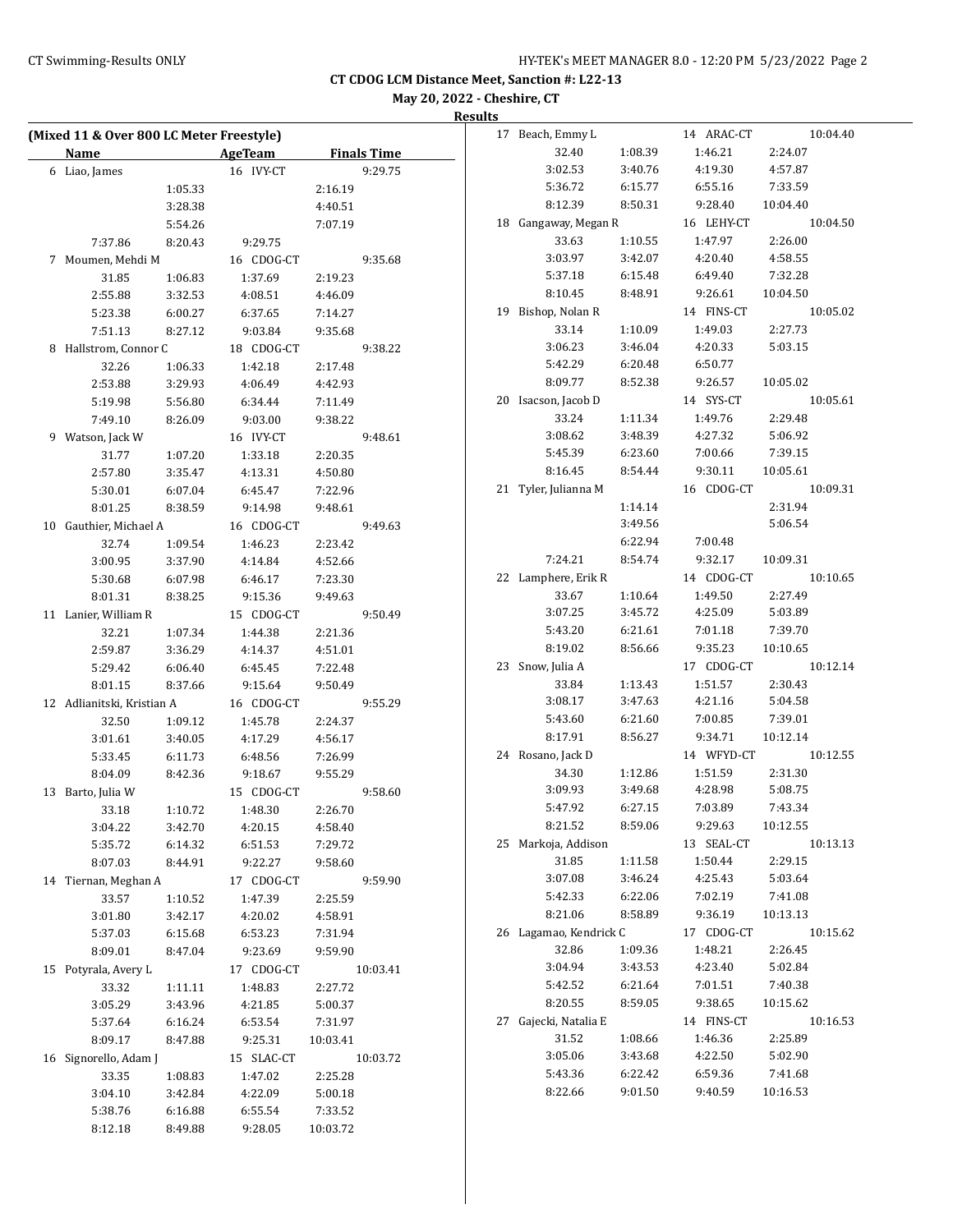**CT CDOG LCM Distance Meet, Sanction #: L22-13**

**May 20, 2022 - Cheshire, CT**

**Results**

**(Mixed 11 & Over 800 LC Meter Freestyle)**

| | Name | AgeTeam | Finals Time |
|---|---|---|---|
| 6 | Liao, James | 16 IVY-CT | 9:29.75 |
| | 1:05.33 | | 2:16.19 |
| | 3:28.38 | | 4:40.51 |
| | 5:54.26 | | 7:07.19 |
| | 7:37.86 8:20.43 | 9:29.75 | |
| 7 | Moumen, Mehdi M | 16 CDOG-CT | 9:35.68 |
| | 31.85 1:06.83 | 1:37.69 | 2:19.23 |
| | 2:55.88 3:32.53 | 4:08.51 | 4:46.09 |
| | 5:23.38 6:00.27 | 6:37.65 | 7:14.27 |
| | 7:51.13 8:27.12 | 9:03.84 | 9:35.68 |
| 8 | Hallstrom, Connor C | 18 CDOG-CT | 9:38.22 |
| | 32.26 1:06.33 | 1:42.18 | 2:17.48 |
| | 2:53.88 3:29.93 | 4:06.49 | 4:42.93 |
| | 5:19.98 5:56.80 | 6:34.44 | 7:11.49 |
| | 7:49.10 8:26.09 | 9:03.00 | 9:38.22 |
| 9 | Watson, Jack W | 16 IVY-CT | 9:48.61 |
| | 31.77 1:07.20 | 1:33.18 | 2:20.35 |
| | 2:57.80 3:35.47 | 4:13.31 | 4:50.80 |
| | 5:30.01 6:07.04 | 6:45.47 | 7:22.96 |
| | 8:01.25 8:38.59 | 9:14.98 | 9:48.61 |
| 10 | Gauthier, Michael A | 16 CDOG-CT | 9:49.63 |
| | 32.74 1:09.54 | 1:46.23 | 2:23.42 |
| | 3:00.95 3:37.90 | 4:14.84 | 4:52.66 |
| | 5:30.68 6:07.98 | 6:46.17 | 7:23.30 |
| | 8:01.31 8:38.25 | 9:15.36 | 9:49.63 |
| 11 | Lanier, William R | 15 CDOG-CT | 9:50.49 |
| | 32.21 1:07.34 | 1:44.38 | 2:21.36 |
| | 2:59.87 3:36.29 | 4:14.37 | 4:51.01 |
| | 5:29.42 6:06.40 | 6:45.45 | 7:22.48 |
| | 8:01.15 8:37.66 | 9:15.64 | 9:50.49 |
| 12 | Adlianitski, Kristian A | 16 CDOG-CT | 9:55.29 |
| | 32.50 1:09.12 | 1:45.78 | 2:24.37 |
| | 3:01.61 3:40.05 | 4:17.29 | 4:56.17 |
| | 5:33.45 6:11.73 | 6:48.56 | 7:26.99 |
| | 8:04.09 8:42.36 | 9:18.67 | 9:55.29 |
| 13 | Barto, Julia W | 15 CDOG-CT | 9:58.60 |
| | 33.18 1:10.72 | 1:48.30 | 2:26.70 |
| | 3:04.22 3:42.70 | 4:20.15 | 4:58.40 |
| | 5:35.72 6:14.32 | 6:51.53 | 7:29.72 |
| | 8:07.03 8:44.91 | 9:22.27 | 9:58.60 |
| 14 | Tiernan, Meghan A | 17 CDOG-CT | 9:59.90 |
| | 33.57 1:10.52 | 1:47.39 | 2:25.59 |
| | 3:01.80 3:42.17 | 4:20.02 | 4:58.91 |
| | 5:37.03 6:15.68 | 6:53.23 | 7:31.94 |
| | 8:09.01 8:47.04 | 9:23.69 | 9:59.90 |
| 15 | Potyrala, Avery L | 17 CDOG-CT | 10:03.41 |
| | 33.32 1:11.11 | 1:48.83 | 2:27.72 |
| | 3:05.29 3:43.96 | 4:21.85 | 5:00.37 |
| | 5:37.64 6:16.24 | 6:53.54 | 7:31.97 |
| | 8:09.17 8:47.88 | 9:25.31 | 10:03.41 |
| 16 | Signorello, Adam J | 15 SLAC-CT | 10:03.72 |
| | 33.35 1:08.83 | 1:47.02 | 2:25.28 |
| | 3:04.10 3:42.84 | 4:22.09 | 5:00.18 |
| | 5:38.76 6:16.88 | 6:55.54 | 7:33.52 |
| | 8:12.18 8:49.88 | 9:28.05 | 10:03.72 |
| 17 | Beach, Emmy L | 14 ARAC-CT | 10:04.40 |
| | 32.40 1:08.39 | 1:46.21 | 2:24.07 |
| | 3:02.53 3:40.76 | 4:19.30 | 4:57.87 |
| | 5:36.72 6:15.77 | 6:55.16 | 7:33.59 |
| | 8:12.39 8:50.31 | 9:28.40 | 10:04.40 |
| 18 | Gangaway, Megan R | 16 LEHY-CT | 10:04.50 |
| | 33.63 1:10.55 | 1:47.97 | 2:26.00 |
| | 3:03.97 3:42.07 | 4:20.40 | 4:58.55 |
| | 5:37.18 6:15.48 | 6:49.40 | 7:32.28 |
| | 8:10.45 8:48.91 | 9:26.61 | 10:04.50 |
| 19 | Bishop, Nolan R | 14 FINS-CT | 10:05.02 |
| | 33.14 1:10.09 | 1:49.03 | 2:27.73 |
| | 3:06.23 3:46.04 | 4:20.33 | 5:03.15 |
| | 5:42.29 6:20.48 | 6:50.77 | |
| | 8:09.77 8:52.38 | 9:26.57 | 10:05.02 |
| 20 | Isacson, Jacob D | 14 SYS-CT | 10:05.61 |
| | 33.24 1:11.34 | 1:49.76 | 2:29.48 |
| | 3:08.62 3:48.39 | 4:27.32 | 5:06.92 |
| | 5:45.39 6:23.60 | 7:00.66 | 7:39.15 |
| | 8:16.45 8:54.44 | 9:30.11 | 10:05.61 |
| 21 | Tyler, Julianna M | 16 CDOG-CT | 10:09.31 |
| | 1:14.14 | | 2:31.94 |
| | 3:49.56 | | 5:06.54 |
| | 6:22.94 | 7:00.48 | |
| | 7:24.21 8:54.74 | 9:32.17 | 10:09.31 |
| 22 | Lamphere, Erik R | 14 CDOG-CT | 10:10.65 |
| | 33.67 1:10.64 | 1:49.50 | 2:27.49 |
| | 3:07.25 3:45.72 | 4:25.09 | 5:03.89 |
| | 5:43.20 6:21.61 | 7:01.18 | 7:39.70 |
| | 8:19.02 8:56.66 | 9:35.23 | 10:10.65 |
| 23 | Snow, Julia A | 17 CDOG-CT | 10:12.14 |
| | 33.84 1:13.43 | 1:51.57 | 2:30.43 |
| | 3:08.17 3:47.63 | 4:21.16 | 5:04.58 |
| | 5:43.60 6:21.60 | 7:00.85 | 7:39.01 |
| | 8:17.91 8:56.27 | 9:34.71 | 10:12.14 |
| 24 | Rosano, Jack D | 14 WFYD-CT | 10:12.55 |
| | 34.30 1:12.86 | 1:51.59 | 2:31.30 |
| | 3:09.93 3:49.68 | 4:28.98 | 5:08.75 |
| | 5:47.92 6:27.15 | 7:03.89 | 7:43.34 |
| | 8:21.52 8:59.06 | 9:29.63 | 10:12.55 |
| 25 | Markoja, Addison | 13 SEAL-CT | 10:13.13 |
| | 31.85 1:11.58 | 1:50.44 | 2:29.15 |
| | 3:07.08 3:46.24 | 4:25.43 | 5:03.64 |
| | 5:42.33 6:22.06 | 7:02.19 | 7:41.08 |
| | 8:21.06 8:58.89 | 9:36.19 | 10:13.13 |
| 26 | Lagamao, Kendrick C | 17 CDOG-CT | 10:15.62 |
| | 32.86 1:09.36 | 1:48.21 | 2:26.45 |
| | 3:04.94 3:43.53 | 4:23.40 | 5:02.84 |
| | 5:42.52 6:21.64 | 7:01.51 | 7:40.38 |
| | 8:20.55 8:59.05 | 9:38.65 | 10:15.62 |
| 27 | Gajecki, Natalia E | 14 FINS-CT | 10:16.53 |
| | 31.52 1:08.66 | 1:46.36 | 2:25.89 |
| | 3:05.06 3:43.68 | 4:22.50 | 5:02.90 |
| | 5:43.36 6:22.42 | 6:59.36 | 7:41.68 |
| | 8:22.66 9:01.50 | 9:40.59 | 10:16.53 |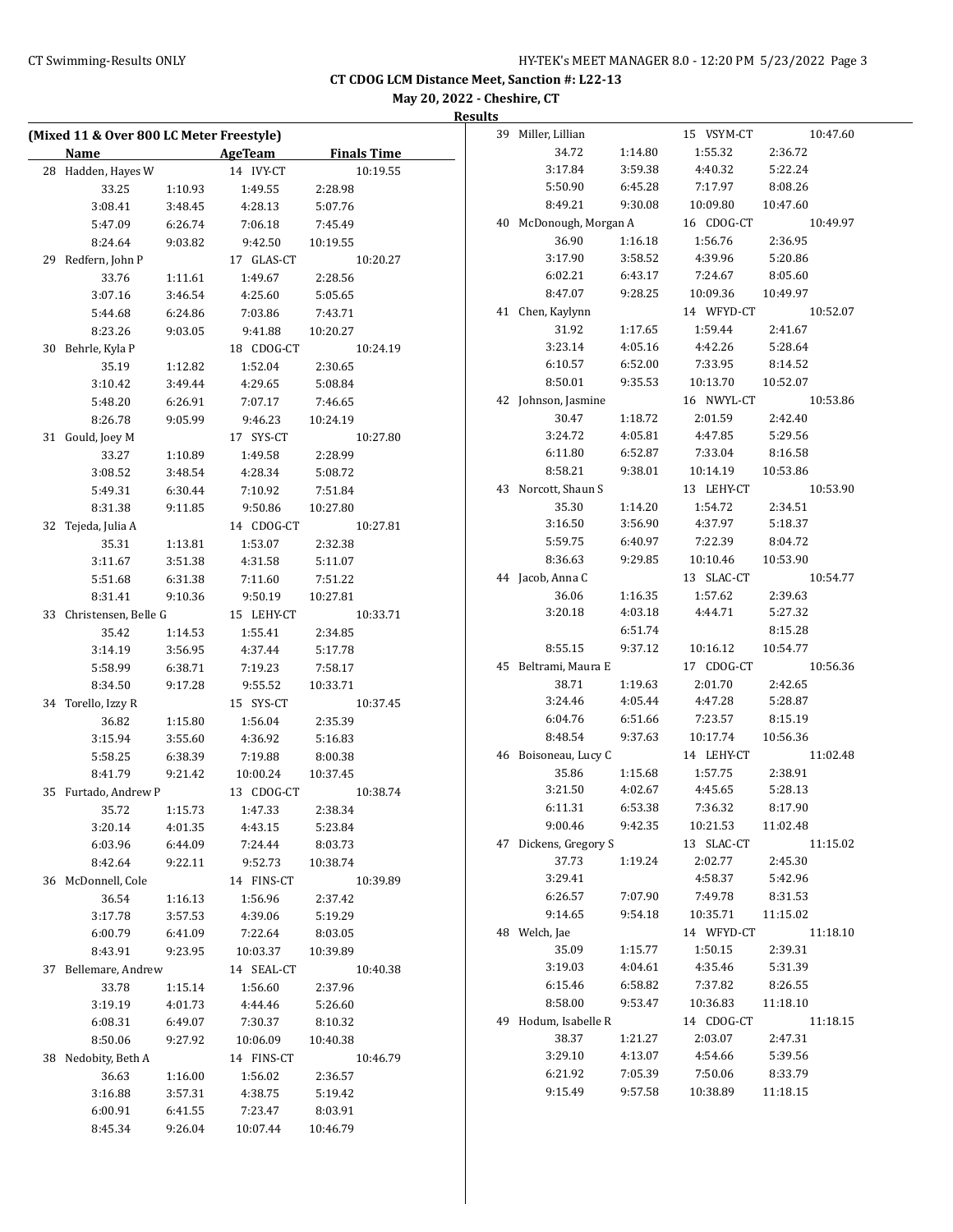CT CDOG LCM Distance Meet, Sanction #: L22-13

May 20, 2022 - Cheshire, CT

Results

**(Mixed 11 & Over 800 LC Meter Freestyle)**

| | Name | | AgeTeam | Finals Time |
|---|---|---|---|---|
| 28 | Hadden, Hayes W | | 14 IVY-CT | 10:19.55 |
| | 33.25 | 1:10.93 | 1:49.55 | 2:28.98 |
| | 3:08.41 | 3:48.45 | 4:28.13 | 5:07.76 |
| | 5:47.09 | 6:26.74 | 7:06.18 | 7:45.49 |
| | 8:24.64 | 9:03.82 | 9:42.50 | 10:19.55 |
| 29 | Redfern, John P | | 17 GLAS-CT | 10:20.27 |
| | 33.76 | 1:11.61 | 1:49.67 | 2:28.56 |
| | 3:07.16 | 3:46.54 | 4:25.60 | 5:05.65 |
| | 5:44.68 | 6:24.86 | 7:03.86 | 7:43.71 |
| | 8:23.26 | 9:03.05 | 9:41.88 | 10:20.27 |
| 30 | Behrle, Kyla P | | 18 CDOG-CT | 10:24.19 |
| | 35.19 | 1:12.82 | 1:52.04 | 2:30.65 |
| | 3:10.42 | 3:49.44 | 4:29.65 | 5:08.84 |
| | 5:48.20 | 6:26.91 | 7:07.17 | 7:46.65 |
| | 8:26.78 | 9:05.99 | 9:46.23 | 10:24.19 |
| 31 | Gould, Joey M | | 17 SYS-CT | 10:27.80 |
| | 33.27 | 1:10.89 | 1:49.58 | 2:28.99 |
| | 3:08.52 | 3:48.54 | 4:28.34 | 5:08.72 |
| | 5:49.31 | 6:30.44 | 7:10.92 | 7:51.84 |
| | 8:31.38 | 9:11.85 | 9:50.86 | 10:27.80 |
| 32 | Tejeda, Julia A | | 14 CDOG-CT | 10:27.81 |
| | 35.31 | 1:13.81 | 1:53.07 | 2:32.38 |
| | 3:11.67 | 3:51.38 | 4:31.58 | 5:11.07 |
| | 5:51.68 | 6:31.38 | 7:11.60 | 7:51.22 |
| | 8:31.41 | 9:10.36 | 9:50.19 | 10:27.81 |
| 33 | Christensen, Belle G | | 15 LEHY-CT | 10:33.71 |
| | 35.42 | 1:14.53 | 1:55.41 | 2:34.85 |
| | 3:14.19 | 3:56.95 | 4:37.44 | 5:17.78 |
| | 5:58.99 | 6:38.71 | 7:19.23 | 7:58.17 |
| | 8:34.50 | 9:17.28 | 9:55.52 | 10:33.71 |
| 34 | Torello, Izzy R | | 15 SYS-CT | 10:37.45 |
| | 36.82 | 1:15.80 | 1:56.04 | 2:35.39 |
| | 3:15.94 | 3:55.60 | 4:36.92 | 5:16.83 |
| | 5:58.25 | 6:38.39 | 7:19.88 | 8:00.38 |
| | 8:41.79 | 9:21.42 | 10:00.24 | 10:37.45 |
| 35 | Furtado, Andrew P | | 13 CDOG-CT | 10:38.74 |
| | 35.72 | 1:15.73 | 1:47.33 | 2:38.34 |
| | 3:20.14 | 4:01.35 | 4:43.15 | 5:23.84 |
| | 6:03.96 | 6:44.09 | 7:24.44 | 8:03.73 |
| | 8:42.64 | 9:22.11 | 9:52.73 | 10:38.74 |
| 36 | McDonnell, Cole | | 14 FINS-CT | 10:39.89 |
| | 36.54 | 1:16.13 | 1:56.96 | 2:37.42 |
| | 3:17.78 | 3:57.53 | 4:39.06 | 5:19.29 |
| | 6:00.79 | 6:41.09 | 7:22.64 | 8:03.05 |
| | 8:43.91 | 9:23.95 | 10:03.37 | 10:39.89 |
| 37 | Bellemare, Andrew | | 14 SEAL-CT | 10:40.38 |
| | 33.78 | 1:15.14 | 1:56.60 | 2:37.96 |
| | 3:19.19 | 4:01.73 | 4:44.46 | 5:26.60 |
| | 6:08.31 | 6:49.07 | 7:30.37 | 8:10.32 |
| | 8:50.06 | 9:27.92 | 10:06.09 | 10:40.38 |
| 38 | Nedobity, Beth A | | 14 FINS-CT | 10:46.79 |
| | 36.63 | 1:16.00 | 1:56.02 | 2:36.57 |
| | 3:16.88 | 3:57.31 | 4:38.75 | 5:19.42 |
| | 6:00.91 | 6:41.55 | 7:23.47 | 8:03.91 |
| | 8:45.34 | 9:26.04 | 10:07.44 | 10:46.79 |
| 39 | Miller, Lillian | | 15 VSYM-CT | 10:47.60 |
| | 34.72 | 1:14.80 | 1:55.32 | 2:36.72 |
| | 3:17.84 | 3:59.38 | 4:40.32 | 5:22.24 |
| | 5:50.90 | 6:45.28 | 7:17.97 | 8:08.26 |
| | 8:49.21 | 9:30.08 | 10:09.80 | 10:47.60 |
| 40 | McDonough, Morgan A | | 16 CDOG-CT | 10:49.97 |
| | 36.90 | 1:16.18 | 1:56.76 | 2:36.95 |
| | 3:17.90 | 3:58.52 | 4:39.96 | 5:20.86 |
| | 6:02.21 | 6:43.17 | 7:24.67 | 8:05.60 |
| | 8:47.07 | 9:28.25 | 10:09.36 | 10:49.97 |
| 41 | Chen, Kaylynn | | 14 WFYD-CT | 10:52.07 |
| | 31.92 | 1:17.65 | 1:59.44 | 2:41.67 |
| | 3:23.14 | 4:05.16 | 4:42.26 | 5:28.64 |
| | 6:10.57 | 6:52.00 | 7:33.95 | 8:14.52 |
| | 8:50.01 | 9:35.53 | 10:13.70 | 10:52.07 |
| 42 | Johnson, Jasmine | | 16 NWYL-CT | 10:53.86 |
| | 30.47 | 1:18.72 | 2:01.59 | 2:42.40 |
| | 3:24.72 | 4:05.81 | 4:47.85 | 5:29.56 |
| | 6:11.80 | 6:52.87 | 7:33.04 | 8:16.58 |
| | 8:58.21 | 9:38.01 | 10:14.19 | 10:53.86 |
| 43 | Norcott, Shaun S | | 13 LEHY-CT | 10:53.90 |
| | 35.30 | 1:14.20 | 1:54.72 | 2:34.51 |
| | 3:16.50 | 3:56.90 | 4:37.97 | 5:18.37 |
| | 5:59.75 | 6:40.97 | 7:22.39 | 8:04.72 |
| | 8:36.63 | 9:29.85 | 10:10.46 | 10:53.90 |
| 44 | Jacob, Anna C | | 13 SLAC-CT | 10:54.77 |
| | 36.06 | 1:16.35 | 1:57.62 | 2:39.63 |
| | 3:20.18 | 4:03.18 | 4:44.71 | 5:27.32 |
| | | 6:51.74 | | 8:15.28 |
| | 8:55.15 | 9:37.12 | 10:16.12 | 10:54.77 |
| 45 | Beltrami, Maura E | | 17 CDOG-CT | 10:56.36 |
| | 38.71 | 1:19.63 | 2:01.70 | 2:42.65 |
| | 3:24.46 | 4:05.44 | 4:47.28 | 5:28.87 |
| | 6:04.76 | 6:51.66 | 7:23.57 | 8:15.19 |
| | 8:48.54 | 9:37.63 | 10:17.74 | 10:56.36 |
| 46 | Boisoneau, Lucy C | | 14 LEHY-CT | 11:02.48 |
| | 35.86 | 1:15.68 | 1:57.75 | 2:38.91 |
| | 3:21.50 | 4:02.67 | 4:45.65 | 5:28.13 |
| | 6:11.31 | 6:53.38 | 7:36.32 | 8:17.90 |
| | 9:00.46 | 9:42.35 | 10:21.53 | 11:02.48 |
| 47 | Dickens, Gregory S | | 13 SLAC-CT | 11:15.02 |
| | 37.73 | 1:19.24 | 2:02.77 | 2:45.30 |
| | 3:29.41 | | 4:58.37 | 5:42.96 |
| | 6:26.57 | 7:07.90 | 7:49.78 | 8:31.53 |
| | 9:14.65 | 9:54.18 | 10:35.71 | 11:15.02 |
| 48 | Welch, Jae | | 14 WFYD-CT | 11:18.10 |
| | 35.09 | 1:15.77 | 1:50.15 | 2:39.31 |
| | 3:19.03 | 4:04.61 | 4:35.46 | 5:31.39 |
| | 6:15.46 | 6:58.82 | 7:37.82 | 8:26.55 |
| | 8:58.00 | 9:53.47 | 10:36.83 | 11:18.10 |
| 49 | Hodum, Isabelle R | | 14 CDOG-CT | 11:18.15 |
| | 38.37 | 1:21.27 | 2:03.07 | 2:47.31 |
| | 3:29.10 | 4:13.07 | 4:54.66 | 5:39.56 |
| | 6:21.92 | 7:05.39 | 7:50.06 | 8:33.79 |
| | 9:15.49 | 9:57.58 | 10:38.89 | 11:18.15 |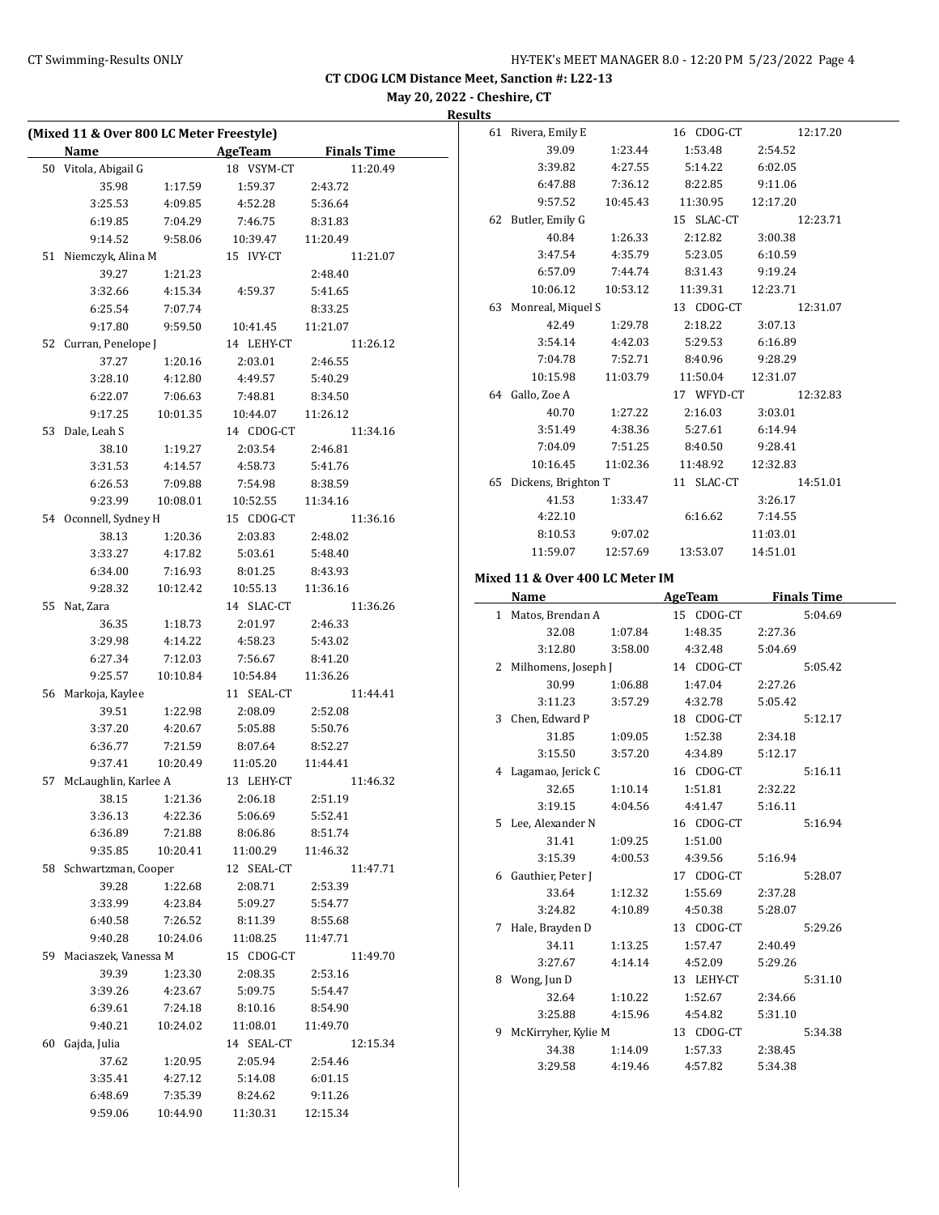## CT CDOG LCM Distance Meet, Sanction #: L22-13

**May 20, 2022 - Cheshire, CT**

**Results**

### (Mixed 11 & Over 800 LC Meter Freestyle)

| | Name | | AgeTeam | Finals Time |
|---|---|---|---|---|
| 50 | Vitola, Abigail G | | 18 VSYM-CT | 11:20.49 |
| | 35.98 | 1:17.59 | 1:59.37 | 2:43.72 |
| | 3:25.53 | 4:09.85 | 4:52.28 | 5:36.64 |
| | 6:19.85 | 7:04.29 | 7:46.75 | 8:31.83 |
| | 9:14.52 | 9:58.06 | 10:39.47 | 11:20.49 |
| 51 | Niemczyk, Alina M | | 15 IVY-CT | 11:21.07 |
| | 39.27 | 1:21.23 | | 2:48.40 |
| | 3:32.66 | 4:15.34 | 4:59.37 | 5:41.65 |
| | 6:25.54 | 7:07.74 | | 8:33.25 |
| | 9:17.80 | 9:59.50 | 10:41.45 | 11:21.07 |
| 52 | Curran, Penelope J | | 14 LEHY-CT | 11:26.12 |
| | 37.27 | 1:20.16 | 2:03.01 | 2:46.55 |
| | 3:28.10 | 4:12.80 | 4:49.57 | 5:40.29 |
| | 6:22.07 | 7:06.63 | 7:48.81 | 8:34.50 |
| | 9:17.25 | 10:01.35 | 10:44.07 | 11:26.12 |
| 53 | Dale, Leah S | | 14 CDOG-CT | 11:34.16 |
| | 38.10 | 1:19.27 | 2:03.54 | 2:46.81 |
| | 3:31.53 | 4:14.57 | 4:58.73 | 5:41.76 |
| | 6:26.53 | 7:09.88 | 7:54.98 | 8:38.59 |
| | 9:23.99 | 10:08.01 | 10:52.55 | 11:34.16 |
| 54 | Oconnell, Sydney H | | 15 CDOG-CT | 11:36.16 |
| | 38.13 | 1:20.36 | 2:03.83 | 2:48.02 |
| | 3:33.27 | 4:17.82 | 5:03.61 | 5:48.40 |
| | 6:34.00 | 7:16.93 | 8:01.25 | 8:43.93 |
| | 9:28.32 | 10:12.42 | 10:55.13 | 11:36.16 |
| 55 | Nat, Zara | | 14 SLAC-CT | 11:36.26 |
| | 36.35 | 1:18.73 | 2:01.97 | 2:46.33 |
| | 3:29.98 | 4:14.22 | 4:58.23 | 5:43.02 |
| | 6:27.34 | 7:12.03 | 7:56.67 | 8:41.20 |
| | 9:25.57 | 10:10.84 | 10:54.84 | 11:36.26 |
| 56 | Markoja, Kaylee | | 11 SEAL-CT | 11:44.41 |
| | 39.51 | 1:22.98 | 2:08.09 | 2:52.08 |
| | 3:37.20 | 4:20.67 | 5:05.88 | 5:50.76 |
| | 6:36.77 | 7:21.59 | 8:07.64 | 8:52.27 |
| | 9:37.41 | 10:20.49 | 11:05.20 | 11:44.41 |
| 57 | McLaughlin, Karlee A | | 13 LEHY-CT | 11:46.32 |
| | 38.15 | 1:21.36 | 2:06.18 | 2:51.19 |
| | 3:36.13 | 4:22.36 | 5:06.69 | 5:52.41 |
| | 6:36.89 | 7:21.88 | 8:06.86 | 8:51.74 |
| | 9:35.85 | 10:20.41 | 11:00.29 | 11:46.32 |
| 58 | Schwartzman, Cooper | | 12 SEAL-CT | 11:47.71 |
| | 39.28 | 1:22.68 | 2:08.71 | 2:53.39 |
| | 3:33.99 | 4:23.84 | 5:09.27 | 5:54.77 |
| | 6:40.58 | 7:26.52 | 8:11.39 | 8:55.68 |
| | 9:40.28 | 10:24.06 | 11:08.25 | 11:47.71 |
| 59 | Maciaszek, Vanessa M | | 15 CDOG-CT | 11:49.70 |
| | 39.39 | 1:23.30 | 2:08.35 | 2:53.16 |
| | 3:39.26 | 4:23.67 | 5:09.75 | 5:54.47 |
| | 6:39.61 | 7:24.18 | 8:10.16 | 8:54.90 |
| | 9:40.21 | 10:24.02 | 11:08.01 | 11:49.70 |
| 60 | Gajda, Julia | | 14 SEAL-CT | 12:15.34 |
| | 37.62 | 1:20.95 | 2:05.94 | 2:54.46 |
| | 3:35.41 | 4:27.12 | 5:14.08 | 6:01.15 |
| | 6:48.69 | 7:35.39 | 8:24.62 | 9:11.26 |
| | 9:59.06 | 10:44.90 | 11:30.31 | 12:15.34 |
| 61 | Rivera, Emily E | | 16 CDOG-CT | 12:17.20 |
| | 39.09 | 1:23.44 | 1:53.48 | 2:54.52 |
| | 3:39.82 | 4:27.55 | 5:14.22 | 6:02.05 |
| | 6:47.88 | 7:36.12 | 8:22.85 | 9:11.06 |
| | 9:57.52 | 10:45.43 | 11:30.95 | 12:17.20 |
| 62 | Butler, Emily G | | 15 SLAC-CT | 12:23.71 |
| | 40.84 | 1:26.33 | 2:12.82 | 3:00.38 |
| | 3:47.54 | 4:35.79 | 5:23.05 | 6:10.59 |
| | 6:57.09 | 7:44.74 | 8:31.43 | 9:19.24 |
| | 10:06.12 | 10:53.12 | 11:39.31 | 12:23.71 |
| 63 | Monreal, Miquel S | | 13 CDOG-CT | 12:31.07 |
| | 42.49 | 1:29.78 | 2:18.22 | 3:07.13 |
| | 3:54.14 | 4:42.03 | 5:29.53 | 6:16.89 |
| | 7:04.78 | 7:52.71 | 8:40.96 | 9:28.29 |
| | 10:15.98 | 11:03.79 | 11:50.04 | 12:31.07 |
| 64 | Gallo, Zoe A | | 17 WFYD-CT | 12:32.83 |
| | 40.70 | 1:27.22 | 2:16.03 | 3:03.01 |
| | 3:51.49 | 4:38.36 | 5:27.61 | 6:14.94 |
| | 7:04.09 | 7:51.25 | 8:40.50 | 9:28.41 |
| | 10:16.45 | 11:02.36 | 11:48.92 | 12:32.83 |
| 65 | Dickens, Brighton T | | 11 SLAC-CT | 14:51.01 |
| | 41.53 | 1:33.47 | | 3:26.17 |
| | 4:22.10 | | 6:16.62 | 7:14.55 |
| | 8:10.53 | 9:07.02 | | 11:03.01 |
| | 11:59.07 | 12:57.69 | 13:53.07 | 14:51.01 |

### Mixed 11 & Over 400 LC Meter IM

| | Name | | AgeTeam | Finals Time |
|---|---|---|---|---|
| 1 | Matos, Brendan A | | 15 CDOG-CT | 5:04.69 |
| | 32.08 | 1:07.84 | 1:48.35 | 2:27.36 |
| | 3:12.80 | 3:58.00 | 4:32.48 | 5:04.69 |
| 2 | Milhomens, Joseph J | | 14 CDOG-CT | 5:05.42 |
| | 30.99 | 1:06.88 | 1:47.04 | 2:27.26 |
| | 3:11.23 | 3:57.29 | 4:32.78 | 5:05.42 |
| 3 | Chen, Edward P | | 18 CDOG-CT | 5:12.17 |
| | 31.85 | 1:09.05 | 1:52.38 | 2:34.18 |
| | 3:15.50 | 3:57.20 | 4:34.89 | 5:12.17 |
| 4 | Lagamao, Jerick C | | 16 CDOG-CT | 5:16.11 |
| | 32.65 | 1:10.14 | 1:51.81 | 2:32.22 |
| | 3:19.15 | 4:04.56 | 4:41.47 | 5:16.11 |
| 5 | Lee, Alexander N | | 16 CDOG-CT | 5:16.94 |
| | 31.41 | 1:09.25 | 1:51.00 | |
| | 3:15.39 | 4:00.53 | 4:39.56 | 5:16.94 |
| 6 | Gauthier, Peter J | | 17 CDOG-CT | 5:28.07 |
| | 33.64 | 1:12.32 | 1:55.69 | 2:37.28 |
| | 3:24.82 | 4:10.89 | 4:50.38 | 5:28.07 |
| 7 | Hale, Brayden D | | 13 CDOG-CT | 5:29.26 |
| | 34.11 | 1:13.25 | 1:57.47 | 2:40.49 |
| | 3:27.67 | 4:14.14 | 4:52.09 | 5:29.26 |
| 8 | Wong, Jun D | | 13 LEHY-CT | 5:31.10 |
| | 32.64 | 1:10.22 | 1:52.67 | 2:34.66 |
| | 3:25.88 | 4:15.96 | 4:54.82 | 5:31.10 |
| 9 | McKirryher, Kylie M | | 13 CDOG-CT | 5:34.38 |
| | 34.38 | 1:14.09 | 1:57.33 | 2:38.45 |
| | 3:29.58 | 4:19.46 | 4:57.82 | 5:34.38 |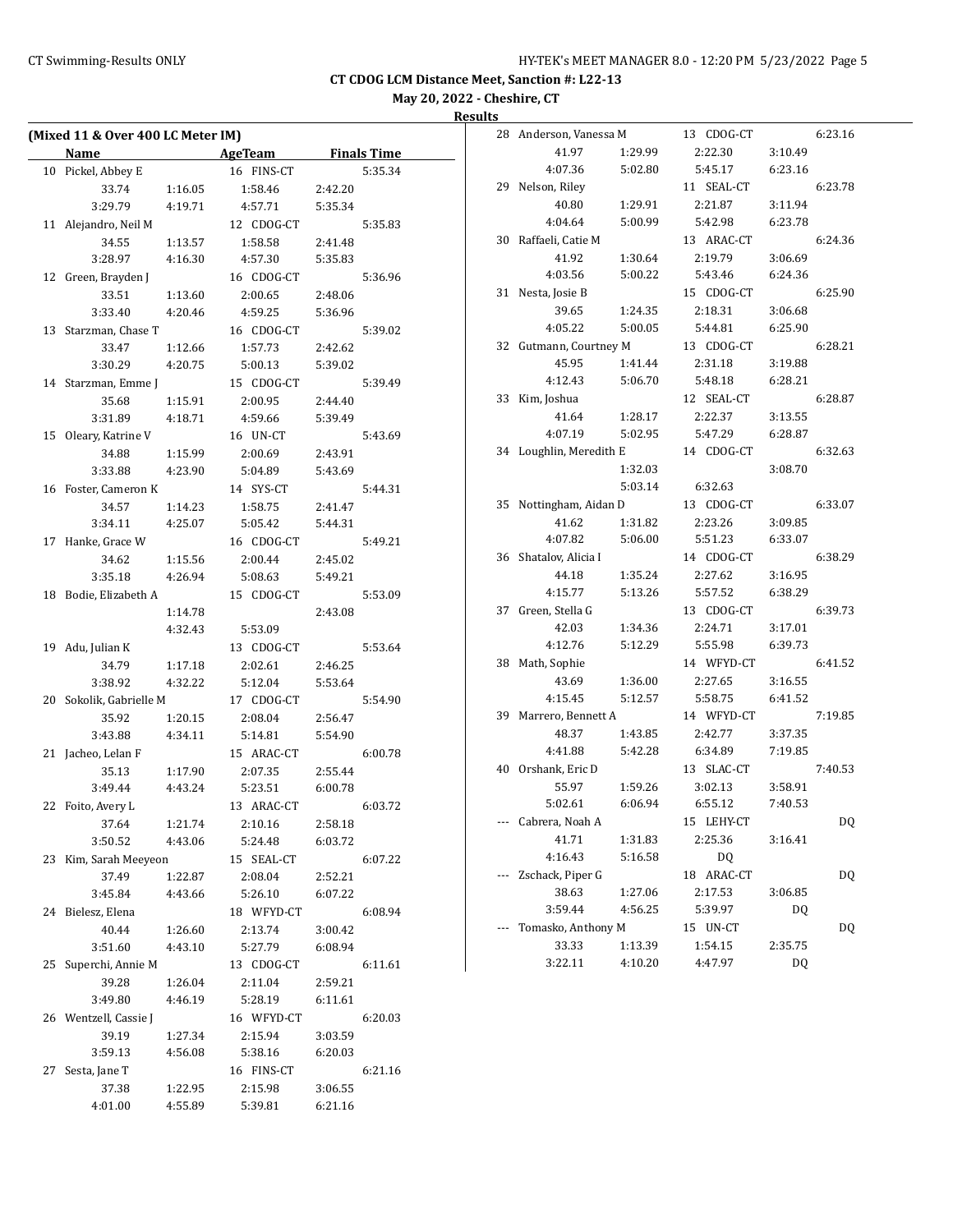**CT CDOG LCM Distance Meet, Sanction #: L22-13**

**May 20, 2022 - Cheshire, CT**

**Results**

**(Mixed 11 & Over 400 LC Meter IM)**

| | Name | | AgeTeam | | Finals Time |
|---|---|---|---|---|---|
| 10 | Pickel, Abbey E | | 16 FINS-CT | | 5:35.34 |
| | 33.74 | 1:16.05 | 1:58.46 | 2:42.20 | |
| | 3:29.79 | 4:19.71 | 4:57.71 | 5:35.34 | |
| 11 | Alejandro, Neil M | | 12 CDOG-CT | | 5:35.83 |
| | 34.55 | 1:13.57 | 1:58.58 | 2:41.48 | |
| | 3:28.97 | 4:16.30 | 4:57.30 | 5:35.83 | |
| 12 | Green, Brayden J | | 16 CDOG-CT | | 5:36.96 |
| | 33.51 | 1:13.60 | 2:00.65 | 2:48.06 | |
| | 3:33.40 | 4:20.46 | 4:59.25 | 5:36.96 | |
| 13 | Starzman, Chase T | | 16 CDOG-CT | | 5:39.02 |
| | 33.47 | 1:12.66 | 1:57.73 | 2:42.62 | |
| | 3:30.29 | 4:20.75 | 5:00.13 | 5:39.02 | |
| 14 | Starzman, Emme J | | 15 CDOG-CT | | 5:39.49 |
| | 35.68 | 1:15.91 | 2:00.95 | 2:44.40 | |
| | 3:31.89 | 4:18.71 | 4:59.66 | 5:39.49 | |
| 15 | Oleary, Katrine V | | 16 UN-CT | | 5:43.69 |
| | 34.88 | 1:15.99 | 2:00.69 | 2:43.91 | |
| | 3:33.88 | 4:23.90 | 5:04.89 | 5:43.69 | |
| 16 | Foster, Cameron K | | 14 SYS-CT | | 5:44.31 |
| | 34.57 | 1:14.23 | 1:58.75 | 2:41.47 | |
| | 3:34.11 | 4:25.07 | 5:05.42 | 5:44.31 | |
| 17 | Hanke, Grace W | | 16 CDOG-CT | | 5:49.21 |
| | 34.62 | 1:15.56 | 2:00.44 | 2:45.02 | |
| | 3:35.18 | 4:26.94 | 5:08.63 | 5:49.21 | |
| 18 | Bodie, Elizabeth A | | 15 CDOG-CT | | 5:53.09 |
| | | 1:14.78 | | 2:43.08 | |
| | | 4:32.43 | 5:53.09 | | |
| 19 | Adu, Julian K | | 13 CDOG-CT | | 5:53.64 |
| | 34.79 | 1:17.18 | 2:02.61 | 2:46.25 | |
| | 3:38.92 | 4:32.22 | 5:12.04 | 5:53.64 | |
| 20 | Sokolik, Gabrielle M | | 17 CDOG-CT | | 5:54.90 |
| | 35.92 | 1:20.15 | 2:08.04 | 2:56.47 | |
| | 3:43.88 | 4:34.11 | 5:14.81 | 5:54.90 | |
| 21 | Jacheo, Lelan F | | 15 ARAC-CT | | 6:00.78 |
| | 35.13 | 1:17.90 | 2:07.35 | 2:55.44 | |
| | 3:49.44 | 4:43.24 | 5:23.51 | 6:00.78 | |
| 22 | Foito, Avery L | | 13 ARAC-CT | | 6:03.72 |
| | 37.64 | 1:21.74 | 2:10.16 | 2:58.18 | |
| | 3:50.52 | 4:43.06 | 5:24.48 | 6:03.72 | |
| 23 | Kim, Sarah Meeyeon | | 15 SEAL-CT | | 6:07.22 |
| | 37.49 | 1:22.87 | 2:08.04 | 2:52.21 | |
| | 3:45.84 | 4:43.66 | 5:26.10 | 6:07.22 | |
| 24 | Bielesz, Elena | | 18 WFYD-CT | | 6:08.94 |
| | 40.44 | 1:26.60 | 2:13.74 | 3:00.42 | |
| | 3:51.60 | 4:43.10 | 5:27.79 | 6:08.94 | |
| 25 | Superchi, Annie M | | 13 CDOG-CT | | 6:11.61 |
| | 39.28 | 1:26.04 | 2:11.04 | 2:59.21 | |
| | 3:49.80 | 4:46.19 | 5:28.19 | 6:11.61 | |
| 26 | Wentzell, Cassie J | | 16 WFYD-CT | | 6:20.03 |
| | 39.19 | 1:27.34 | 2:15.94 | 3:03.59 | |
| | 3:59.13 | 4:56.08 | 5:38.16 | 6:20.03 | |
| 27 | Sesta, Jane T | | 16 FINS-CT | | 6:21.16 |
| | 37.38 | 1:22.95 | 2:15.98 | 3:06.55 | |
| | 4:01.00 | 4:55.89 | 5:39.81 | 6:21.16 | |
| 28 | Anderson, Vanessa M | | 13 CDOG-CT | | 6:23.16 |
| | 41.97 | 1:29.99 | 2:22.30 | 3:10.49 | |
| | 4:07.36 | 5:02.80 | 5:45.17 | 6:23.16 | |
| 29 | Nelson, Riley | | 11 SEAL-CT | | 6:23.78 |
| | 40.80 | 1:29.91 | 2:21.87 | 3:11.94 | |
| | 4:04.64 | 5:00.99 | 5:42.98 | 6:23.78 | |
| 30 | Raffaeli, Catie M | | 13 ARAC-CT | | 6:24.36 |
| | 41.92 | 1:30.64 | 2:19.79 | 3:06.69 | |
| | 4:03.56 | 5:00.22 | 5:43.46 | 6:24.36 | |
| 31 | Nesta, Josie B | | 15 CDOG-CT | | 6:25.90 |
| | 39.65 | 1:24.35 | 2:18.31 | 3:06.68 | |
| | 4:05.22 | 5:00.05 | 5:44.81 | 6:25.90 | |
| 32 | Gutmann, Courtney M | | 13 CDOG-CT | | 6:28.21 |
| | 45.95 | 1:41.44 | 2:31.18 | 3:19.88 | |
| | 4:12.43 | 5:06.70 | 5:48.18 | 6:28.21 | |
| 33 | Kim, Joshua | | 12 SEAL-CT | | 6:28.87 |
| | 41.64 | 1:28.17 | 2:22.37 | 3:13.55 | |
| | 4:07.19 | 5:02.95 | 5:47.29 | 6:28.87 | |
| 34 | Loughlin, Meredith E | | 14 CDOG-CT | | 6:32.63 |
| | | 1:32.03 | | 3:08.70 | |
| | | 5:03.14 | 6:32.63 | | |
| 35 | Nottingham, Aidan D | | 13 CDOG-CT | | 6:33.07 |
| | 41.62 | 1:31.82 | 2:23.26 | 3:09.85 | |
| | 4:07.82 | 5:06.00 | 5:51.23 | 6:33.07 | |
| 36 | Shatalov, Alicia I | | 14 CDOG-CT | | 6:38.29 |
| | 44.18 | 1:35.24 | 2:27.62 | 3:16.95 | |
| | 4:15.77 | 5:13.26 | 5:57.52 | 6:38.29 | |
| 37 | Green, Stella G | | 13 CDOG-CT | | 6:39.73 |
| | 42.03 | 1:34.36 | 2:24.71 | 3:17.01 | |
| | 4:12.76 | 5:12.29 | 5:55.98 | 6:39.73 | |
| 38 | Math, Sophie | | 14 WFYD-CT | | 6:41.52 |
| | 43.69 | 1:36.00 | 2:27.65 | 3:16.55 | |
| | 4:15.45 | 5:12.57 | 5:58.75 | 6:41.52 | |
| 39 | Marrero, Bennett A | | 14 WFYD-CT | | 7:19.85 |
| | 48.37 | 1:43.85 | 2:42.77 | 3:37.35 | |
| | 4:41.88 | 5:42.28 | 6:34.89 | 7:19.85 | |
| 40 | Orshank, Eric D | | 13 SLAC-CT | | 7:40.53 |
| | 55.97 | 1:59.26 | 3:02.13 | 3:58.91 | |
| | 5:02.61 | 6:06.94 | 6:55.12 | 7:40.53 | |
| --- | Cabrera, Noah A | | 15 LEHY-CT | | DQ |
| | 41.71 | 1:31.83 | 2:25.36 | 3:16.41 | |
| | 4:16.43 | 5:16.58 | DQ | | |
| --- | Zschack, Piper G | | 18 ARAC-CT | | DQ |
| | 38.63 | 1:27.06 | 2:17.53 | 3:06.85 | |
| | 3:59.44 | 4:56.25 | 5:39.97 | DQ | |
| --- | Tomasko, Anthony M | | 15 UN-CT | | DQ |
| | 33.33 | 1:13.39 | 1:54.15 | 2:35.75 | |
| | 3:22.11 | 4:10.20 | 4:47.97 | DQ | |